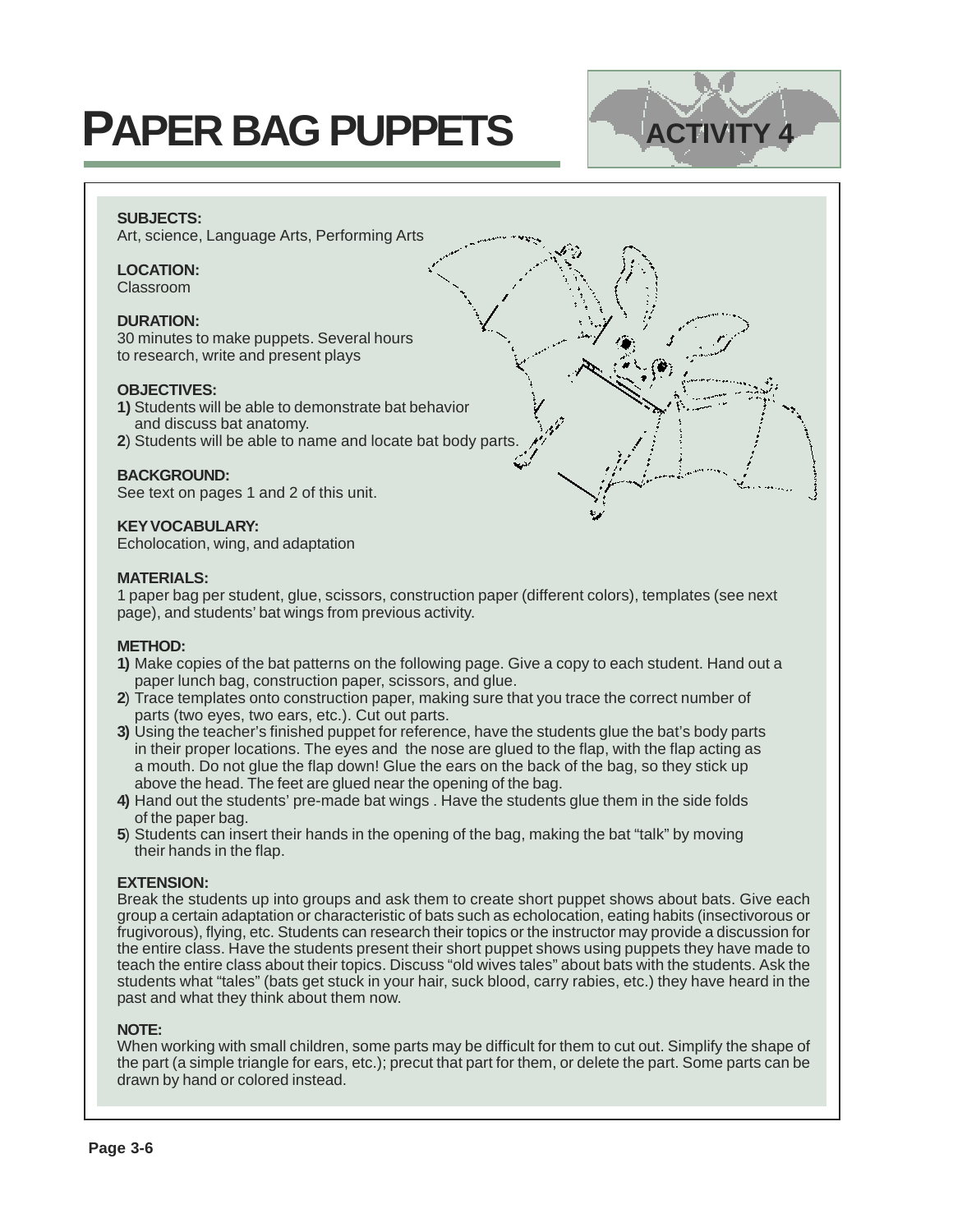# PAPER BAG PUPPETS

ACTIVITY 4

**SUBJECTS:**
Art, science, Language Arts, Performing Arts

**LOCATION:**
Classroom

**DURATION:**
30 minutes to make puppets. Several hours to research, write and present plays

**OBJECTIVES:**
**1)** Students will be able to demonstrate bat behavior and discuss bat anatomy.
**2**) Students will be able to name and locate bat body parts.

**BACKGROUND:**
See text on pages 1 and 2 of this unit.

**KEY VOCABULARY:**
Echolocation, wing, and adaptation

**MATERIALS:**
1 paper bag per student, glue, scissors, construction paper (different colors), templates (see next page), and students' bat wings from previous activity.

**METHOD:**
**1)** Make copies of the bat patterns on the following page. Give a copy to each student. Hand out a paper lunch bag, construction paper, scissors, and glue.
**2**) Trace templates onto construction paper, making sure that you trace the correct number of parts (two eyes, two ears, etc.). Cut out parts.
**3)** Using the teacher's finished puppet for reference, have the students glue the bat's body parts in their proper locations. The eyes and the nose are glued to the flap, with the flap acting as a mouth. Do not glue the flap down! Glue the ears on the back of the bag, so they stick up above the head. The feet are glued near the opening of the bag.
**4)** Hand out the students' pre-made bat wings . Have the students glue them in the side folds of the paper bag.
**5**) Students can insert their hands in the opening of the bag, making the bat "talk" by moving their hands in the flap.

**EXTENSION:**
Break the students up into groups and ask them to create short puppet shows about bats. Give each group a certain adaptation or characteristic of bats such as echolocation, eating habits (insectivorous or frugivorous), flying, etc. Students can research their topics or the instructor may provide a discussion for the entire class. Have the students present their short puppet shows using puppets they have made to teach the entire class about their topics. Discuss "old wives tales" about bats with the students. Ask the students what "tales" (bats get stuck in your hair, suck blood, carry rabies, etc.) they have heard in the past and what they think about them now.

**NOTE:**
When working with small children, some parts may be difficult for them to cut out. Simplify the shape of the part (a simple triangle for ears, etc.); precut that part for them, or delete the part. Some parts can be drawn by hand or colored instead.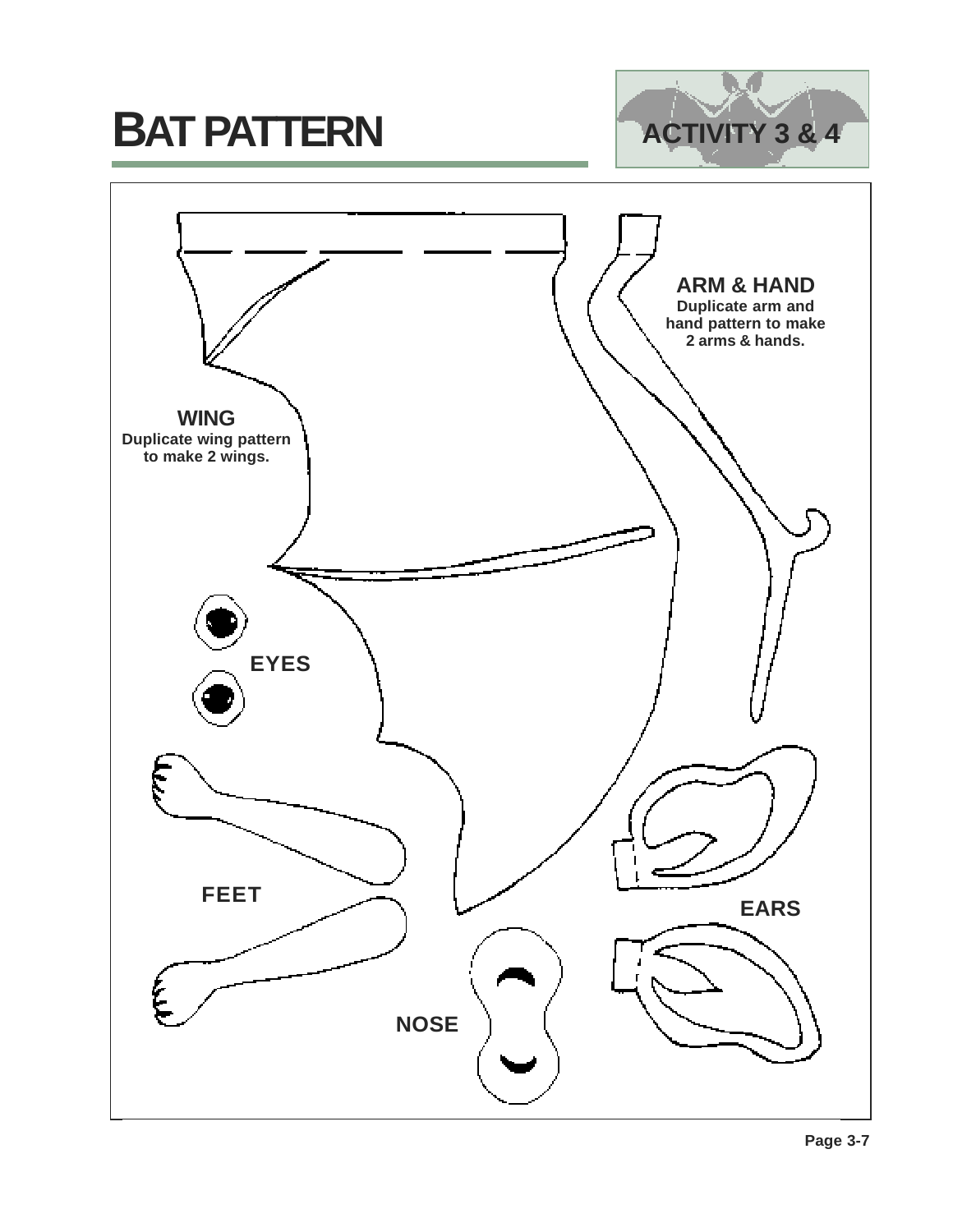# BAT PATTERN

ACTIVITY 3 & 4

**ARM & HAND**
**Duplicate arm and hand pattern to make 2 arms & hands.**

**WING**
**Duplicate wing pattern to make 2 wings.**

**EYES**

**FEET**

**EARS**

**NOSE**